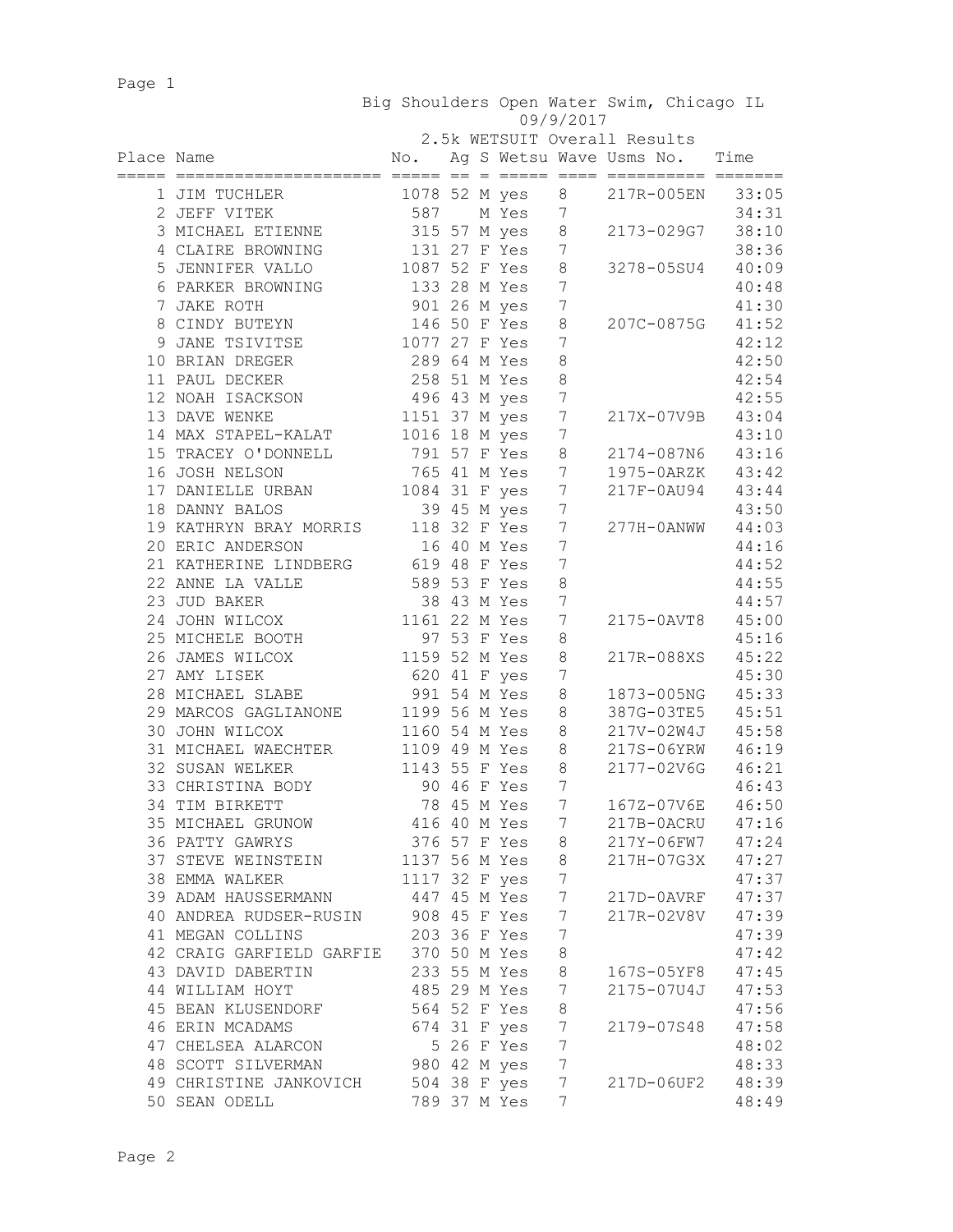# Big Shoulders Open Water Swim, Chicago IL

09/9/2017

## 2.5k WETSUIT Overall Results

| Place | Name | No. | Ag | S | Wetsu | Wave | Usms No. | Time |
|---|---|---|---|---|---|---|---|---|
| 1 | JIM TUCHLER | 1078 | 52 | M | yes | 8 | 217R-005EN | 33:05 |
| 2 | JEFF VITEK | 587 | | M | Yes | 7 | | 34:31 |
| 3 | MICHAEL ETIENNE | 315 | 57 | M | yes | 8 | 2173-029G7 | 38:10 |
| 4 | CLAIRE BROWNING | 131 | 27 | F | Yes | 7 | | 38:36 |
| 5 | JENNIFER VALLO | 1087 | 52 | F | Yes | 8 | 3278-05SU4 | 40:09 |
| 6 | PARKER BROWNING | 133 | 28 | M | Yes | 7 | | 40:48 |
| 7 | JAKE ROTH | 901 | 26 | M | yes | 7 | | 41:30 |
| 8 | CINDY BUTEYN | 146 | 50 | F | Yes | 8 | 207C-0875G | 41:52 |
| 9 | JANE TSIVITSE | 1077 | 27 | F | Yes | 7 | | 42:12 |
| 10 | BRIAN DREGER | 289 | 64 | M | Yes | 8 | | 42:50 |
| 11 | PAUL DECKER | 258 | 51 | M | Yes | 8 | | 42:54 |
| 12 | NOAH ISACKSON | 496 | 43 | M | yes | 7 | | 42:55 |
| 13 | DAVE WENKE | 1151 | 37 | M | yes | 7 | 217X-07V9B | 43:04 |
| 14 | MAX STAPEL-KALAT | 1016 | 18 | M | yes | 7 | | 43:10 |
| 15 | TRACEY O'DONNELL | 791 | 57 | F | Yes | 8 | 2174-087N6 | 43:16 |
| 16 | JOSH NELSON | 765 | 41 | M | Yes | 7 | 1975-0ARZK | 43:42 |
| 17 | DANIELLE URBAN | 1084 | 31 | F | yes | 7 | 217F-0AU94 | 43:44 |
| 18 | DANNY BALOS | 39 | 45 | M | yes | 7 | | 43:50 |
| 19 | KATHRYN BRAY MORRIS | 118 | 32 | F | Yes | 7 | 277H-0ANWW | 44:03 |
| 20 | ERIC ANDERSON | 16 | 40 | M | Yes | 7 | | 44:16 |
| 21 | KATHERINE LINDBERG | 619 | 48 | F | Yes | 7 | | 44:52 |
| 22 | ANNE LA VALLE | 589 | 53 | F | Yes | 8 | | 44:55 |
| 23 | JUD BAKER | 38 | 43 | M | Yes | 7 | | 44:57 |
| 24 | JOHN WILCOX | 1161 | 22 | M | Yes | 7 | 2175-0AVT8 | 45:00 |
| 25 | MICHELE BOOTH | 97 | 53 | F | Yes | 8 | | 45:16 |
| 26 | JAMES WILCOX | 1159 | 52 | M | Yes | 8 | 217R-088XS | 45:22 |
| 27 | AMY LISEK | 620 | 41 | F | yes | 7 | | 45:30 |
| 28 | MICHAEL SLABE | 991 | 54 | M | Yes | 8 | 1873-005NG | 45:33 |
| 29 | MARCOS GAGLIANONE | 1199 | 56 | M | Yes | 8 | 387G-03TE5 | 45:51 |
| 30 | JOHN WILCOX | 1160 | 54 | M | Yes | 8 | 217V-02W4J | 45:58 |
| 31 | MICHAEL WAECHTER | 1109 | 49 | M | Yes | 8 | 217S-06YRW | 46:19 |
| 32 | SUSAN WELKER | 1143 | 55 | F | Yes | 8 | 2177-02V6G | 46:21 |
| 33 | CHRISTINA BODY | 90 | 46 | F | Yes | 7 | | 46:43 |
| 34 | TIM BIRKETT | 78 | 45 | M | Yes | 7 | 167Z-07V6E | 46:50 |
| 35 | MICHAEL GRUNOW | 416 | 40 | M | Yes | 7 | 217B-0ACRU | 47:16 |
| 36 | PATTY GAWRYS | 376 | 57 | F | Yes | 8 | 217Y-06FW7 | 47:24 |
| 37 | STEVE WEINSTEIN | 1137 | 56 | M | Yes | 8 | 217H-07G3X | 47:27 |
| 38 | EMMA WALKER | 1117 | 32 | F | yes | 7 | | 47:37 |
| 39 | ADAM HAUSSERMANN | 447 | 45 | M | Yes | 7 | 217D-0AVRF | 47:37 |
| 40 | ANDREA RUDSER-RUSIN | 908 | 45 | F | Yes | 7 | 217R-02V8V | 47:39 |
| 41 | MEGAN COLLINS | 203 | 36 | F | Yes | 7 | | 47:39 |
| 42 | CRAIG GARFIELD GARFIE | 370 | 50 | M | Yes | 8 | | 47:42 |
| 43 | DAVID DABERTIN | 233 | 55 | M | Yes | 8 | 167S-05YF8 | 47:45 |
| 44 | WILLIAM HOYT | 485 | 29 | M | Yes | 7 | 2175-07U4J | 47:53 |
| 45 | BEAN KLUSENDORF | 564 | 52 | F | Yes | 8 | | 47:56 |
| 46 | ERIN MCADAMS | 674 | 31 | F | yes | 7 | 2179-07S48 | 47:58 |
| 47 | CHELSEA ALARCON | 5 | 26 | F | Yes | 7 | | 48:02 |
| 48 | SCOTT SILVERMAN | 980 | 42 | M | yes | 7 | | 48:33 |
| 49 | CHRISTINE JANKOVICH | 504 | 38 | F | yes | 7 | 217D-06UF2 | 48:39 |
| 50 | SEAN ODELL | 789 | 37 | M | Yes | 7 | | 48:49 |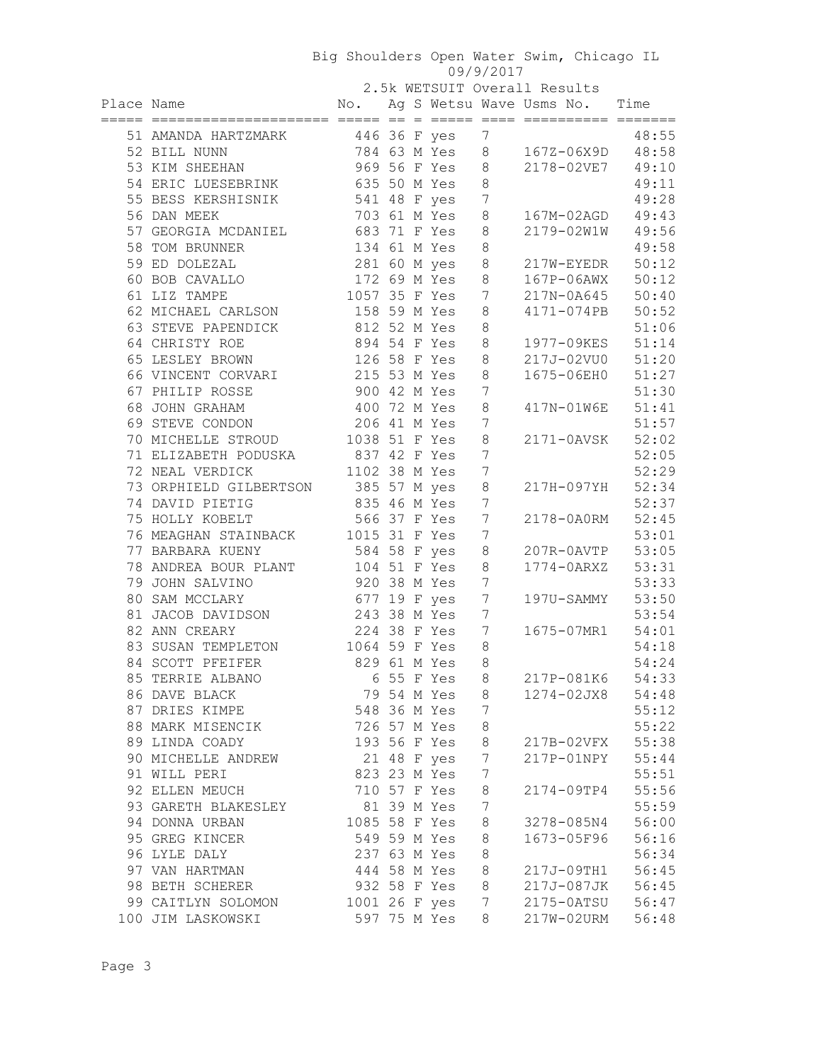Big Shoulders Open Water Swim, Chicago IL
09/9/2017
2.5k WETSUIT Overall Results

| Place | Name | No. | Ag | S | Wetsu | Wave | Usms No. | Time |
|---|---|---|---|---|---|---|---|---|
| 51 | AMANDA HARTZMARK | 446 | 36 | F | yes | 7 | | 48:55 |
| 52 | BILL NUNN | 784 | 63 | M | Yes | 8 | 167Z-06X9D | 48:58 |
| 53 | KIM SHEEHAN | 969 | 56 | F | Yes | 8 | 2178-02VE7 | 49:10 |
| 54 | ERIC LUESEBRINK | 635 | 50 | M | Yes | 8 | | 49:11 |
| 55 | BESS KERSHISNIK | 541 | 48 | F | yes | 7 | | 49:28 |
| 56 | DAN MEEK | 703 | 61 | M | Yes | 8 | 167M-02AGD | 49:43 |
| 57 | GEORGIA MCDANIEL | 683 | 71 | F | Yes | 8 | 2179-02W1W | 49:56 |
| 58 | TOM BRUNNER | 134 | 61 | M | Yes | 8 | | 49:58 |
| 59 | ED DOLEZAL | 281 | 60 | M | yes | 8 | 217W-EYEDR | 50:12 |
| 60 | BOB CAVALLO | 172 | 69 | M | Yes | 8 | 167P-06AWX | 50:12 |
| 61 | LIZ TAMPE | 1057 | 35 | F | Yes | 7 | 217N-0A645 | 50:40 |
| 62 | MICHAEL CARLSON | 158 | 59 | M | Yes | 8 | 4171-074PB | 50:52 |
| 63 | STEVE PAPENDICK | 812 | 52 | M | Yes | 8 | | 51:06 |
| 64 | CHRISTY ROE | 894 | 54 | F | Yes | 8 | 1977-09KES | 51:14 |
| 65 | LESLEY BROWN | 126 | 58 | F | Yes | 8 | 217J-02VU0 | 51:20 |
| 66 | VINCENT CORVARI | 215 | 53 | M | Yes | 8 | 1675-06EH0 | 51:27 |
| 67 | PHILIP ROSSE | 900 | 42 | M | Yes | 7 | | 51:30 |
| 68 | JOHN GRAHAM | 400 | 72 | M | Yes | 8 | 417N-01W6E | 51:41 |
| 69 | STEVE CONDON | 206 | 41 | M | Yes | 7 | | 51:57 |
| 70 | MICHELLE STROUD | 1038 | 51 | F | Yes | 8 | 2171-0AVSK | 52:02 |
| 71 | ELIZABETH PODUSKA | 837 | 42 | F | Yes | 7 | | 52:05 |
| 72 | NEAL VERDICK | 1102 | 38 | M | Yes | 7 | | 52:29 |
| 73 | ORPHIELD GILBERTSON | 385 | 57 | M | yes | 8 | 217H-097YH | 52:34 |
| 74 | DAVID PIETIG | 835 | 46 | M | Yes | 7 | | 52:37 |
| 75 | HOLLY KOBELT | 566 | 37 | F | Yes | 7 | 2178-0A0RM | 52:45 |
| 76 | MEAGHAN STAINBACK | 1015 | 31 | F | Yes | 7 | | 53:01 |
| 77 | BARBARA KUENY | 584 | 58 | F | yes | 8 | 207R-0AVTP | 53:05 |
| 78 | ANDREA BOUR PLANT | 104 | 51 | F | Yes | 8 | 1774-0ARXZ | 53:31 |
| 79 | JOHN SALVINO | 920 | 38 | M | Yes | 7 | | 53:33 |
| 80 | SAM MCCLARY | 677 | 19 | F | yes | 7 | 197U-SAMMY | 53:50 |
| 81 | JACOB DAVIDSON | 243 | 38 | M | Yes | 7 | | 53:54 |
| 82 | ANN CREARY | 224 | 38 | F | Yes | 7 | 1675-07MR1 | 54:01 |
| 83 | SUSAN TEMPLETON | 1064 | 59 | F | Yes | 8 | | 54:18 |
| 84 | SCOTT PFEIFER | 829 | 61 | M | Yes | 8 | | 54:24 |
| 85 | TERRIE ALBANO | 6 | 55 | F | Yes | 8 | 217P-081K6 | 54:33 |
| 86 | DAVE BLACK | 79 | 54 | M | Yes | 8 | 1274-02JX8 | 54:48 |
| 87 | DRIES KIMPE | 548 | 36 | M | Yes | 7 | | 55:12 |
| 88 | MARK MISENCIK | 726 | 57 | M | Yes | 8 | | 55:22 |
| 89 | LINDA COADY | 193 | 56 | F | Yes | 8 | 217B-02VFX | 55:38 |
| 90 | MICHELLE ANDREW | 21 | 48 | F | yes | 7 | 217P-01NPY | 55:44 |
| 91 | WILL PERI | 823 | 23 | M | Yes | 7 | | 55:51 |
| 92 | ELLEN MEUCH | 710 | 57 | F | Yes | 8 | 2174-09TP4 | 55:56 |
| 93 | GARETH BLAKESLEY | 81 | 39 | M | Yes | 7 | | 55:59 |
| 94 | DONNA URBAN | 1085 | 58 | F | Yes | 8 | 3278-085N4 | 56:00 |
| 95 | GREG KINCER | 549 | 59 | M | Yes | 8 | 1673-05F96 | 56:16 |
| 96 | LYLE DALY | 237 | 63 | M | Yes | 8 | | 56:34 |
| 97 | VAN HARTMAN | 444 | 58 | M | Yes | 8 | 217J-09TH1 | 56:45 |
| 98 | BETH SCHERER | 932 | 58 | F | Yes | 8 | 217J-087JK | 56:45 |
| 99 | CAITLYN SOLOMON | 1001 | 26 | F | yes | 7 | 2175-0ATSU | 56:47 |
| 100 | JIM LASKOWSKI | 597 | 75 | M | Yes | 8 | 217W-02URM | 56:48 |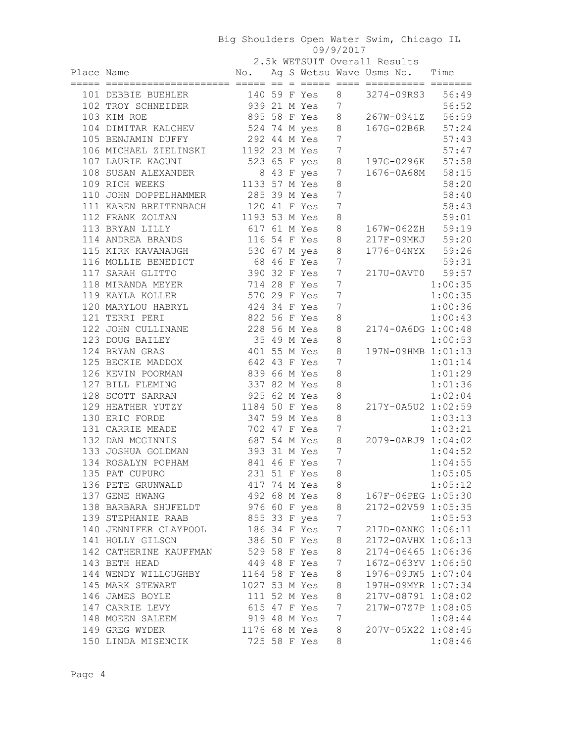Big Shoulders Open Water Swim, Chicago IL

09/9/2017

2.5k WETSUIT Overall Results

| Place | Name | No. | Ag | S | Wetsu | Wave | Usms No. | Time |
|---|---|---|---|---|---|---|---|---|
| 101 | DEBBIE BUEHLER | 140 | 59 | F | Yes | 8 | 3274-09RS3 | 56:49 |
| 102 | TROY SCHNEIDER | 939 | 21 | M | Yes | 7 | | 56:52 |
| 103 | KIM ROE | 895 | 58 | F | Yes | 8 | 267W-0941Z | 56:59 |
| 104 | DIMITAR KALCHEV | 524 | 74 | M | yes | 8 | 167G-02B6R | 57:24 |
| 105 | BENJAMIN DUFFY | 292 | 44 | M | Yes | 7 | | 57:43 |
| 106 | MICHAEL ZIELINSKI | 1192 | 23 | M | Yes | 7 | | 57:47 |
| 107 | LAURIE KAGUNI | 523 | 65 | F | yes | 8 | 197G-0296K | 57:58 |
| 108 | SUSAN ALEXANDER | 8 | 43 | F | yes | 7 | 1676-0A68M | 58:15 |
| 109 | RICH WEEKS | 1133 | 57 | M | Yes | 8 | | 58:20 |
| 110 | JOHN DOPPELHAMMER | 285 | 39 | M | Yes | 7 | | 58:40 |
| 111 | KAREN BREITENBACH | 120 | 41 | F | Yes | 7 | | 58:43 |
| 112 | FRANK ZOLTAN | 1193 | 53 | M | Yes | 8 | | 59:01 |
| 113 | BRYAN LILLY | 617 | 61 | M | Yes | 8 | 167W-062ZH | 59:19 |
| 114 | ANDREA BRANDS | 116 | 54 | F | Yes | 8 | 217F-09MKJ | 59:20 |
| 115 | KIRK KAVANAUGH | 530 | 67 | M | yes | 8 | 1776-04NYX | 59:26 |
| 116 | MOLLIE BENEDICT | 68 | 46 | F | Yes | 7 | | 59:31 |
| 117 | SARAH GLITTO | 390 | 32 | F | Yes | 7 | 217U-0AVT0 | 59:57 |
| 118 | MIRANDA MEYER | 714 | 28 | F | Yes | 7 | | 1:00:35 |
| 119 | KAYLA KOLLER | 570 | 29 | F | Yes | 7 | | 1:00:35 |
| 120 | MARYLOU HABRYL | 424 | 34 | F | Yes | 7 | | 1:00:36 |
| 121 | TERRI PERI | 822 | 56 | F | Yes | 8 | | 1:00:43 |
| 122 | JOHN CULLINANE | 228 | 56 | M | Yes | 8 | 2174-0A6DG | 1:00:48 |
| 123 | DOUG BAILEY | 35 | 49 | M | Yes | 8 | | 1:00:53 |
| 124 | BRYAN GRAS | 401 | 55 | M | Yes | 8 | 197N-09HMB | 1:01:13 |
| 125 | BECKIE MADDOX | 642 | 43 | F | Yes | 7 | | 1:01:14 |
| 126 | KEVIN POORMAN | 839 | 66 | M | Yes | 8 | | 1:01:29 |
| 127 | BILL FLEMING | 337 | 82 | M | Yes | 8 | | 1:01:36 |
| 128 | SCOTT SARRAN | 925 | 62 | M | Yes | 8 | | 1:02:04 |
| 129 | HEATHER YUTZY | 1184 | 50 | F | Yes | 8 | 217Y-0A5U2 | 1:02:59 |
| 130 | ERIC FORDE | 347 | 59 | M | Yes | 8 | | 1:03:13 |
| 131 | CARRIE MEADE | 702 | 47 | F | Yes | 7 | | 1:03:21 |
| 132 | DAN MCGINNIS | 687 | 54 | M | Yes | 8 | 2079-0ARJ9 | 1:04:02 |
| 133 | JOSHUA GOLDMAN | 393 | 31 | M | Yes | 7 | | 1:04:52 |
| 134 | ROSALYN POPHAM | 841 | 46 | F | Yes | 7 | | 1:04:55 |
| 135 | PAT CUPURO | 231 | 51 | F | Yes | 8 | | 1:05:05 |
| 136 | PETE GRUNWALD | 417 | 74 | M | Yes | 8 | | 1:05:12 |
| 137 | GENE HWANG | 492 | 68 | M | Yes | 8 | 167F-06PEG | 1:05:30 |
| 138 | BARBARA SHUFELDT | 976 | 60 | F | yes | 8 | 2172-02V59 | 1:05:35 |
| 139 | STEPHANIE RAAB | 855 | 33 | F | yes | 7 | | 1:05:53 |
| 140 | JENNIFER CLAYPOOL | 186 | 34 | F | Yes | 7 | 217D-0ANKG | 1:06:11 |
| 141 | HOLLY GILSON | 386 | 50 | F | Yes | 8 | 2172-0AVHX | 1:06:13 |
| 142 | CATHERINE KAUFFMAN | 529 | 58 | F | Yes | 8 | 2174-06465 | 1:06:36 |
| 143 | BETH HEAD | 449 | 48 | F | Yes | 7 | 167Z-063YV | 1:06:50 |
| 144 | WENDY WILLOUGHBY | 1164 | 58 | F | Yes | 8 | 1976-09JW5 | 1:07:04 |
| 145 | MARK STEWART | 1027 | 53 | M | Yes | 8 | 197H-09MYR | 1:07:34 |
| 146 | JAMES BOYLE | 111 | 52 | M | Yes | 8 | 217V-08791 | 1:08:02 |
| 147 | CARRIE LEVY | 615 | 47 | F | Yes | 7 | 217W-07Z7P | 1:08:05 |
| 148 | MOEEN SALEEM | 919 | 48 | M | Yes | 7 | | 1:08:44 |
| 149 | GREG WYDER | 1176 | 68 | M | Yes | 8 | 207V-05X22 | 1:08:45 |
| 150 | LINDA MISENCIK | 725 | 58 | F | Yes | 8 | | 1:08:46 |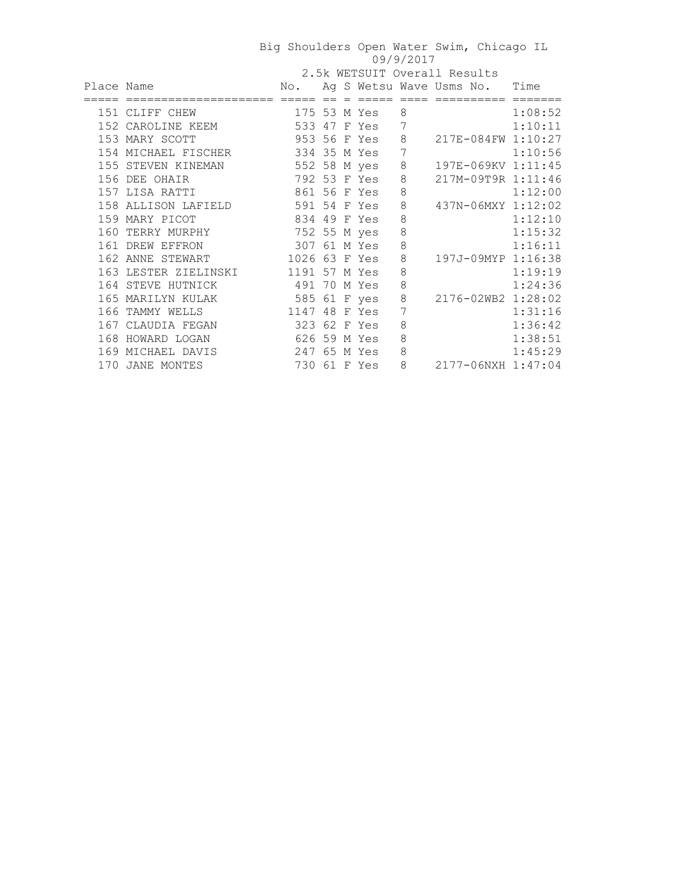Big Shoulders Open Water Swim, Chicago IL
09/9/2017
2.5k WETSUIT Overall Results

| Place | Name | No. | Ag | S | Wetsu | Wave | Usms No. | Time |
|---|---|---|---|---|---|---|---|---|
| 151 | CLIFF CHEW | 175 | 53 | M | Yes | 8 | | 1:08:52 |
| 152 | CAROLINE KEEM | 533 | 47 | F | Yes | 7 | | 1:10:11 |
| 153 | MARY SCOTT | 953 | 56 | F | Yes | 8 | 217E-084FW | 1:10:27 |
| 154 | MICHAEL FISCHER | 334 | 35 | M | Yes | 7 | | 1:10:56 |
| 155 | STEVEN KINEMAN | 552 | 58 | M | yes | 8 | 197E-069KV | 1:11:45 |
| 156 | DEE OHAIR | 792 | 53 | F | Yes | 8 | 217M-09T9R | 1:11:46 |
| 157 | LISA RATTI | 861 | 56 | F | Yes | 8 | | 1:12:00 |
| 158 | ALLISON LAFIELD | 591 | 54 | F | Yes | 8 | 437N-06MXY | 1:12:02 |
| 159 | MARY PICOT | 834 | 49 | F | Yes | 8 | | 1:12:10 |
| 160 | TERRY MURPHY | 752 | 55 | M | yes | 8 | | 1:15:32 |
| 161 | DREW EFFRON | 307 | 61 | M | Yes | 8 | | 1:16:11 |
| 162 | ANNE STEWART | 1026 | 63 | F | Yes | 8 | 197J-09MYP | 1:16:38 |
| 163 | LESTER ZIELINSKI | 1191 | 57 | M | Yes | 8 | | 1:19:19 |
| 164 | STEVE HUTNICK | 491 | 70 | M | Yes | 8 | | 1:24:36 |
| 165 | MARILYN KULAK | 585 | 61 | F | yes | 8 | 2176-02WB2 | 1:28:02 |
| 166 | TAMMY WELLS | 1147 | 48 | F | Yes | 7 | | 1:31:16 |
| 167 | CLAUDIA FEGAN | 323 | 62 | F | Yes | 8 | | 1:36:42 |
| 168 | HOWARD LOGAN | 626 | 59 | M | Yes | 8 | | 1:38:51 |
| 169 | MICHAEL DAVIS | 247 | 65 | M | Yes | 8 | | 1:45:29 |
| 170 | JANE MONTES | 730 | 61 | F | Yes | 8 | 2177-06NXH | 1:47:04 |